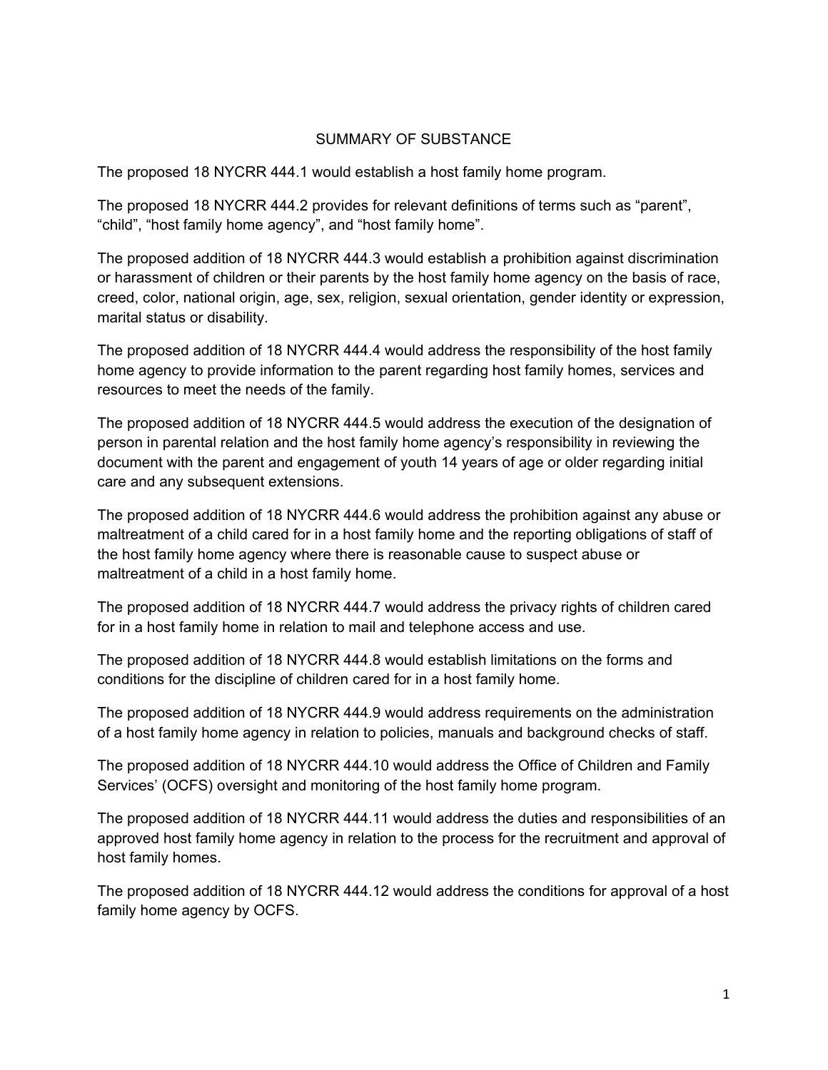# SUMMARY OF SUBSTANCE

The proposed 18 NYCRR 444.1 would establish a host family home program.

The proposed 18 NYCRR 444.2 provides for relevant definitions of terms such as "parent", "child", "host family home agency", and "host family home".

The proposed addition of 18 NYCRR 444.3 would establish a prohibition against discrimination or harassment of children or their parents by the host family home agency on the basis of race, creed, color, national origin, age, sex, religion, sexual orientation, gender identity or expression, marital status or disability.

The proposed addition of 18 NYCRR 444.4 would address the responsibility of the host family home agency to provide information to the parent regarding host family homes, services and resources to meet the needs of the family.

The proposed addition of 18 NYCRR 444.5 would address the execution of the designation of person in parental relation and the host family home agency's responsibility in reviewing the document with the parent and engagement of youth 14 years of age or older regarding initial care and any subsequent extensions.

The proposed addition of 18 NYCRR 444.6 would address the prohibition against any abuse or maltreatment of a child cared for in a host family home and the reporting obligations of staff of the host family home agency where there is reasonable cause to suspect abuse or maltreatment of a child in a host family home.

The proposed addition of 18 NYCRR 444.7 would address the privacy rights of children cared for in a host family home in relation to mail and telephone access and use.

The proposed addition of 18 NYCRR 444.8 would establish limitations on the forms and conditions for the discipline of children cared for in a host family home.

The proposed addition of 18 NYCRR 444.9 would address requirements on the administration of a host family home agency in relation to policies, manuals and background checks of staff.

The proposed addition of 18 NYCRR 444.10 would address the Office of Children and Family Services' (OCFS) oversight and monitoring of the host family home program.

The proposed addition of 18 NYCRR 444.11 would address the duties and responsibilities of an approved host family home agency in relation to the process for the recruitment and approval of host family homes.

The proposed addition of 18 NYCRR 444.12 would address the conditions for approval of a host family home agency by OCFS.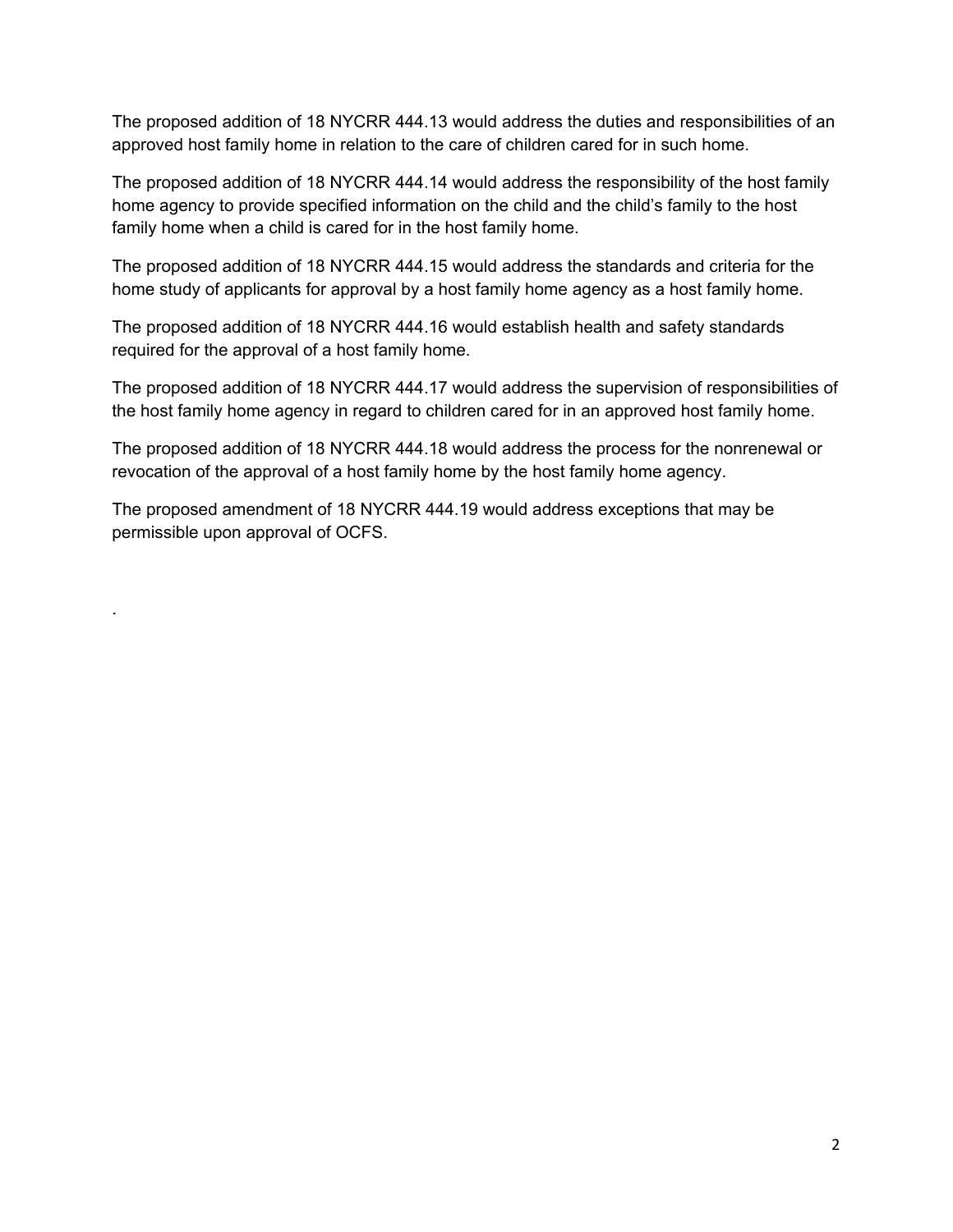The proposed addition of 18 NYCRR 444.13 would address the duties and responsibilities of an approved host family home in relation to the care of children cared for in such home.

The proposed addition of 18 NYCRR 444.14 would address the responsibility of the host family home agency to provide specified information on the child and the child's family to the host family home when a child is cared for in the host family home.

The proposed addition of 18 NYCRR 444.15 would address the standards and criteria for the home study of applicants for approval by a host family home agency as a host family home.

The proposed addition of 18 NYCRR 444.16 would establish health and safety standards required for the approval of a host family home.

The proposed addition of 18 NYCRR 444.17 would address the supervision of responsibilities of the host family home agency in regard to children cared for in an approved host family home.

The proposed addition of 18 NYCRR 444.18 would address the process for the nonrenewal or revocation of the approval of a host family home by the host family home agency.

The proposed amendment of 18 NYCRR 444.19 would address exceptions that may be permissible upon approval of OCFS.

.